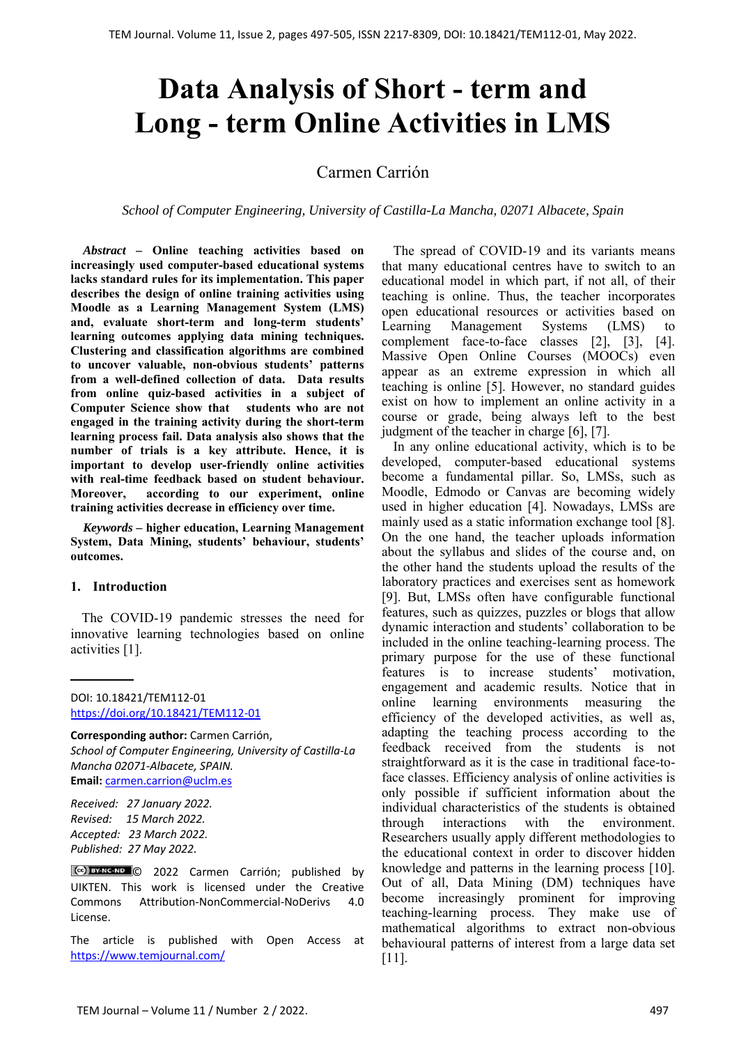# Data Analysis of Short - term and Long - term Online Activities in LMS

Carmen Carrión

*School of Computer Engineering, University of Castilla-La Mancha, 02071 Albacete, Spain*

***Abstract*** **– Online teaching activities based on increasingly used computer-based educational systems lacks standard rules for its implementation. This paper describes the design of online training activities using Moodle as a Learning Management System (LMS) and, evaluate short-term and long-term students' learning outcomes applying data mining techniques. Clustering and classification algorithms are combined to uncover valuable, non-obvious students' patterns from a well-defined collection of data. Data results from online quiz-based activities in a subject of Computer Science show that students who are not engaged in the training activity during the short-term learning process fail. Data analysis also shows that the number of trials is a key attribute. Hence, it is important to develop user-friendly online activities with real-time feedback based on student behaviour. Moreover, according to our experiment, online training activities decrease in efficiency over time.**

***Keywords*** **– higher education, Learning Management System, Data Mining, students' behaviour, students' outcomes.**

## 1. Introduction

The COVID-19 pandemic stresses the need for innovative learning technologies based on online activities [1].

The spread of COVID-19 and its variants means that many educational centres have to switch to an educational model in which part, if not all, of their teaching is online. Thus, the teacher incorporates open educational resources or activities based on Learning Management Systems (LMS) to complement face-to-face classes [2], [3], [4]. Massive Open Online Courses (MOOCs) even appear as an extreme expression in which all teaching is online [5]. However, no standard guides exist on how to implement an online activity in a course or grade, being always left to the best judgment of the teacher in charge [6], [7].

In any online educational activity, which is to be developed, computer-based educational systems become a fundamental pillar. So, LMSs, such as Moodle, Edmodo or Canvas are becoming widely used in higher education [4]. Nowadays, LMSs are mainly used as a static information exchange tool [8]. On the one hand, the teacher uploads information about the syllabus and slides of the course and, on the other hand the students upload the results of the laboratory practices and exercises sent as homework [9]. But, LMSs often have configurable functional features, such as quizzes, puzzles or blogs that allow dynamic interaction and students' collaboration to be included in the online teaching-learning process. The primary purpose for the use of these functional features is to increase students' motivation, engagement and academic results. Notice that in online learning environments measuring the efficiency of the developed activities, as well as, adapting the teaching process according to the feedback received from the students is not straightforward as it is the case in traditional face-to-face classes. Efficiency analysis of online activities is only possible if sufficient information about the individual characteristics of the students is obtained through interactions with the environment. Researchers usually apply different methodologies to the educational context in order to discover hidden knowledge and patterns in the learning process [10]. Out of all, Data Mining (DM) techniques have become increasingly prominent for improving teaching-learning process. They make use of mathematical algorithms to extract non-obvious behavioural patterns of interest from a large data set [11].

---

DOI: 10.18421/TEM112-01
https://doi.org/10.18421/TEM112-01

**Corresponding author:** Carmen Carrión,
*School of Computer Engineering, University of Castilla-La Mancha 02071-Albacete, SPAIN.*
**Email:** carmen.carrion@uclm.es

*Received: 27 January 2022.*
*Revised: 15 March 2022.*
*Accepted: 23 March 2022.*
*Published: 27 May 2022.*

© 2022 Carmen Carrión; published by UIKTEN. This work is licensed under the Creative Commons Attribution-NonCommercial-NoDerivs 4.0 License.

The article is published with Open Access at https://www.temjournal.com/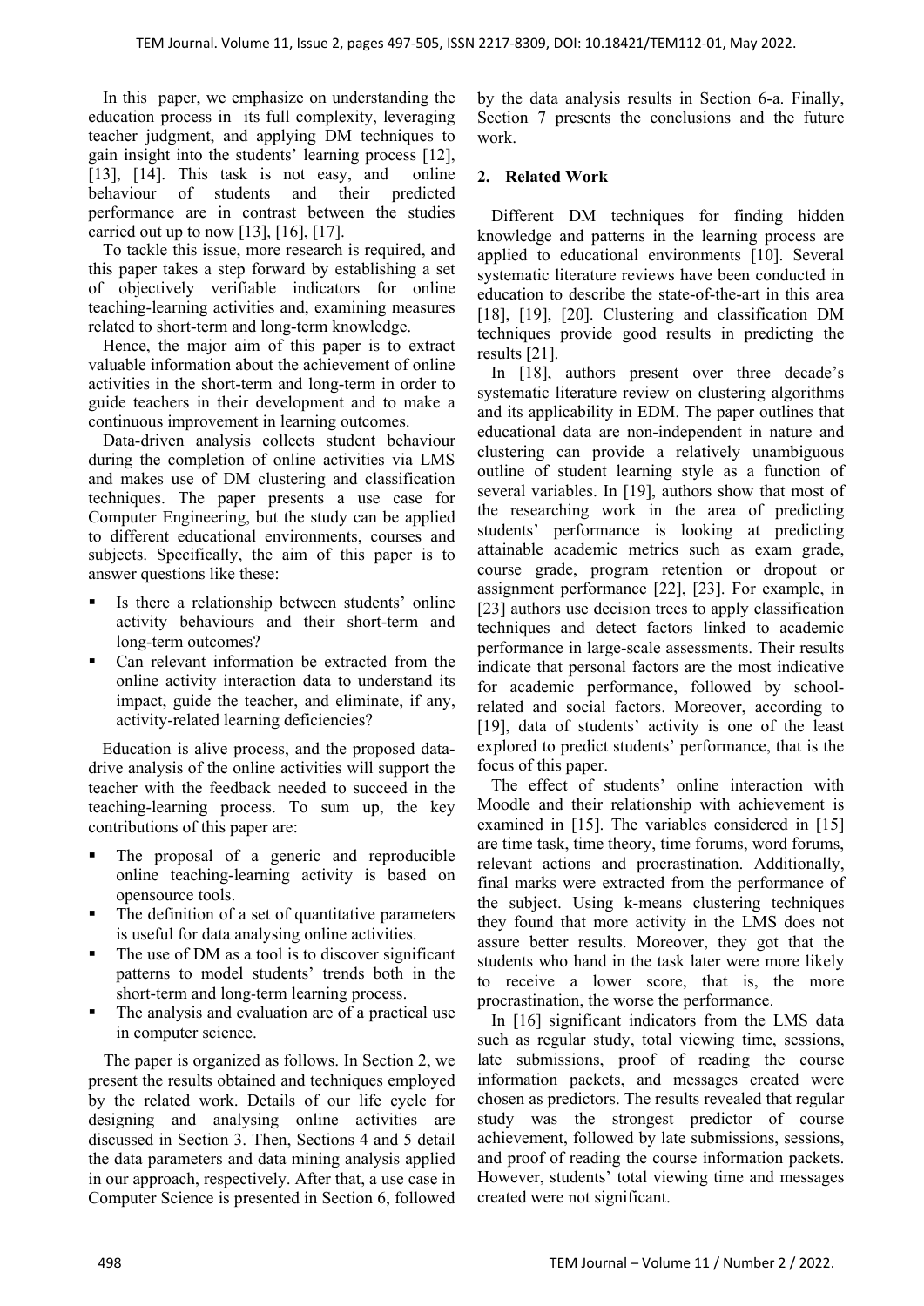In this paper, we emphasize on understanding the education process in its full complexity, leveraging teacher judgment, and applying DM techniques to gain insight into the students' learning process [12], [13], [14]. This task is not easy, and online behaviour of students and their predicted performance are in contrast between the studies carried out up to now [13], [16], [17].

To tackle this issue, more research is required, and this paper takes a step forward by establishing a set of objectively verifiable indicators for online teaching-learning activities and, examining measures related to short-term and long-term knowledge.

Hence, the major aim of this paper is to extract valuable information about the achievement of online activities in the short-term and long-term in order to guide teachers in their development and to make a continuous improvement in learning outcomes.

Data-driven analysis collects student behaviour during the completion of online activities via LMS and makes use of DM clustering and classification techniques. The paper presents a use case for Computer Engineering, but the study can be applied to different educational environments, courses and subjects. Specifically, the aim of this paper is to answer questions like these:

- Is there a relationship between students' online activity behaviours and their short-term and long-term outcomes?
- Can relevant information be extracted from the online activity interaction data to understand its impact, guide the teacher, and eliminate, if any, activity-related learning deficiencies?

Education is alive process, and the proposed data-drive analysis of the online activities will support the teacher with the feedback needed to succeed in the teaching-learning process. To sum up, the key contributions of this paper are:

- The proposal of a generic and reproducible online teaching-learning activity is based on opensource tools.
- The definition of a set of quantitative parameters is useful for data analysing online activities.
- The use of DM as a tool is to discover significant patterns to model students' trends both in the short-term and long-term learning process.
- The analysis and evaluation are of a practical use in computer science.

The paper is organized as follows. In Section 2, we present the results obtained and techniques employed by the related work. Details of our life cycle for designing and analysing online activities are discussed in Section 3. Then, Sections 4 and 5 detail the data parameters and data mining analysis applied in our approach, respectively. After that, a use case in Computer Science is presented in Section 6, followed by the data analysis results in Section 6-a. Finally, Section 7 presents the conclusions and the future work.

## 2. Related Work

Different DM techniques for finding hidden knowledge and patterns in the learning process are applied to educational environments [10]. Several systematic literature reviews have been conducted in education to describe the state-of-the-art in this area [18], [19], [20]. Clustering and classification DM techniques provide good results in predicting the results [21].

In [18], authors present over three decade's systematic literature review on clustering algorithms and its applicability in EDM. The paper outlines that educational data are non-independent in nature and clustering can provide a relatively unambiguous outline of student learning style as a function of several variables. In [19], authors show that most of the researching work in the area of predicting students' performance is looking at predicting attainable academic metrics such as exam grade, course grade, program retention or dropout or assignment performance [22], [23]. For example, in [23] authors use decision trees to apply classification techniques and detect factors linked to academic performance in large-scale assessments. Their results indicate that personal factors are the most indicative for academic performance, followed by school-related and social factors. Moreover, according to [19], data of students' activity is one of the least explored to predict students' performance, that is the focus of this paper.

The effect of students' online interaction with Moodle and their relationship with achievement is examined in [15]. The variables considered in [15] are time task, time theory, time forums, word forums, relevant actions and procrastination. Additionally, final marks were extracted from the performance of the subject. Using k-means clustering techniques they found that more activity in the LMS does not assure better results. Moreover, they got that the students who hand in the task later were more likely to receive a lower score, that is, the more procrastination, the worse the performance.

In [16] significant indicators from the LMS data such as regular study, total viewing time, sessions, late submissions, proof of reading the course information packets, and messages created were chosen as predictors. The results revealed that regular study was the strongest predictor of course achievement, followed by late submissions, sessions, and proof of reading the course information packets. However, students' total viewing time and messages created were not significant.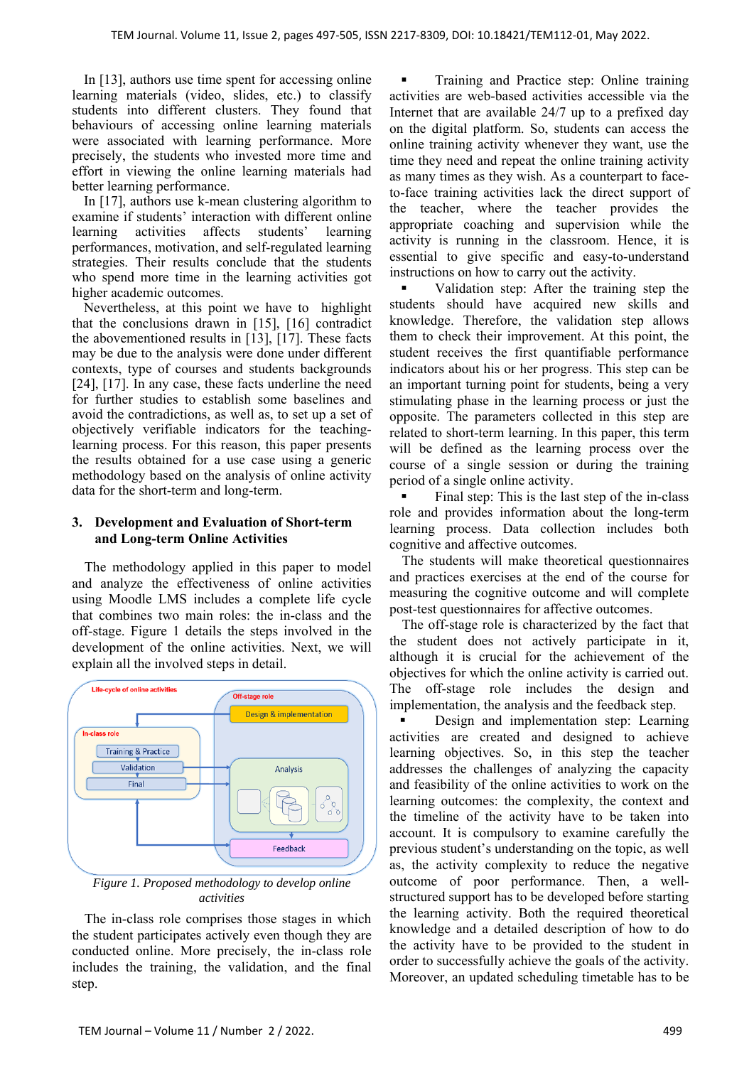In [13], authors use time spent for accessing online learning materials (video, slides, etc.) to classify students into different clusters. They found that behaviours of accessing online learning materials were associated with learning performance. More precisely, the students who invested more time and effort in viewing the online learning materials had better learning performance.

In [17], authors use k-mean clustering algorithm to examine if students' interaction with different online learning activities affects students' learning performances, motivation, and self-regulated learning strategies. Their results conclude that the students who spend more time in the learning activities got higher academic outcomes.

Nevertheless, at this point we have to highlight that the conclusions drawn in [15], [16] contradict the abovementioned results in [13], [17]. These facts may be due to the analysis were done under different contexts, type of courses and students backgrounds [24], [17]. In any case, these facts underline the need for further studies to establish some baselines and avoid the contradictions, as well as, to set up a set of objectively verifiable indicators for the teaching-learning process. For this reason, this paper presents the results obtained for a use case using a generic methodology based on the analysis of online activity data for the short-term and long-term.

## 3. Development and Evaluation of Short-term and Long-term Online Activities

The methodology applied in this paper to model and analyze the effectiveness of online activities using Moodle LMS includes a complete life cycle that combines two main roles: the in-class and the off-stage. Figure 1 details the steps involved in the development of the online activities. Next, we will explain all the involved steps in detail.

Life-cycle of online activities

Off-stage role: Design & implementation; Analysis; Feedback

In-class role: Training & Practice; Validation; Final

*Figure 1. Proposed methodology to develop online activities*

The in-class role comprises those stages in which the student participates actively even though they are conducted online. More precisely, the in-class role includes the training, the validation, and the final step.

- Training and Practice step: Online training activities are web-based activities accessible via the Internet that are available 24/7 up to a prefixed day on the digital platform. So, students can access the online training activity whenever they want, use the time they need and repeat the online training activity as many times as they wish. As a counterpart to face-to-face training activities lack the direct support of the teacher, where the teacher provides the appropriate coaching and supervision while the activity is running in the classroom. Hence, it is essential to give specific and easy-to-understand instructions on how to carry out the activity.
- Validation step: After the training step the students should have acquired new skills and knowledge. Therefore, the validation step allows them to check their improvement. At this point, the student receives the first quantifiable performance indicators about his or her progress. This step can be an important turning point for students, being a very stimulating phase in the learning process or just the opposite. The parameters collected in this step are related to short-term learning. In this paper, this term will be defined as the learning process over the course of a single session or during the training period of a single online activity.
- Final step: This is the last step of the in-class role and provides information about the long-term learning process. Data collection includes both cognitive and affective outcomes.

The students will make theoretical questionnaires and practices exercises at the end of the course for measuring the cognitive outcome and will complete post-test questionnaires for affective outcomes.

The off-stage role is characterized by the fact that the student does not actively participate in it, although it is crucial for the achievement of the objectives for which the online activity is carried out. The off-stage role includes the design and implementation, the analysis and the feedback step.

- Design and implementation step: Learning activities are created and designed to achieve learning objectives. So, in this step the teacher addresses the challenges of analyzing the capacity and feasibility of the online activities to work on the learning outcomes: the complexity, the context and the timeline of the activity have to be taken into account. It is compulsory to examine carefully the previous student's understanding on the topic, as well as, the activity complexity to reduce the negative outcome of poor performance. Then, a well-structured support has to be developed before starting the learning activity. Both the required theoretical knowledge and a detailed description of how to do the activity have to be provided to the student in order to successfully achieve the goals of the activity. Moreover, an updated scheduling timetable has to be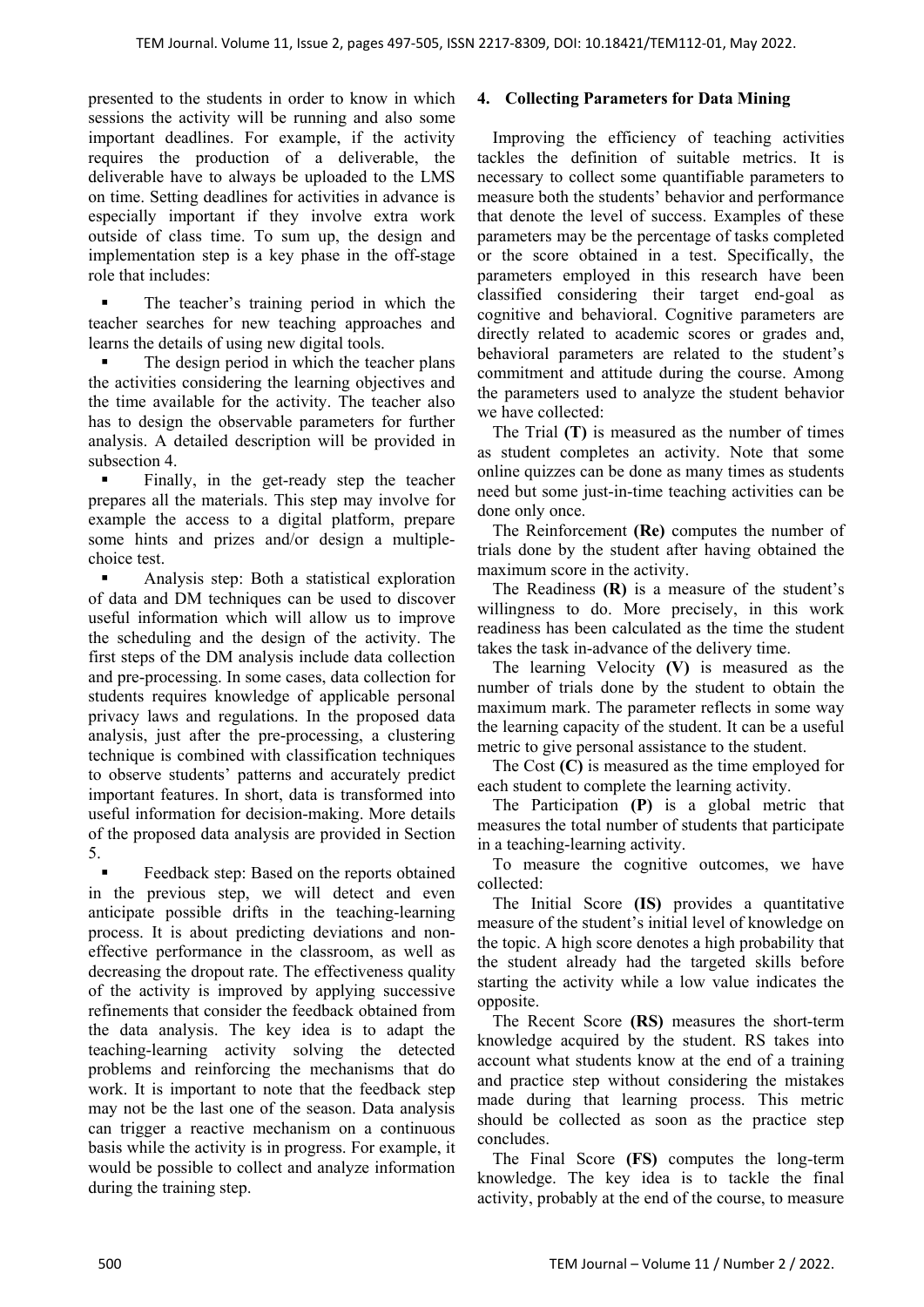presented to the students in order to know in which sessions the activity will be running and also some important deadlines. For example, if the activity requires the production of a deliverable, the deliverable have to always be uploaded to the LMS on time. Setting deadlines for activities in advance is especially important if they involve extra work outside of class time. To sum up, the design and implementation step is a key phase in the off-stage role that includes:

- The teacher's training period in which the teacher searches for new teaching approaches and learns the details of using new digital tools.
- The design period in which the teacher plans the activities considering the learning objectives and the time available for the activity. The teacher also has to design the observable parameters for further analysis. A detailed description will be provided in subsection 4.
- Finally, in the get-ready step the teacher prepares all the materials. This step may involve for example the access to a digital platform, prepare some hints and prizes and/or design a multiple-choice test.
- Analysis step: Both a statistical exploration of data and DM techniques can be used to discover useful information which will allow us to improve the scheduling and the design of the activity. The first steps of the DM analysis include data collection and pre-processing. In some cases, data collection for students requires knowledge of applicable personal privacy laws and regulations. In the proposed data analysis, just after the pre-processing, a clustering technique is combined with classification techniques to observe students' patterns and accurately predict important features. In short, data is transformed into useful information for decision-making. More details of the proposed data analysis are provided in Section 5.
- Feedback step: Based on the reports obtained in the previous step, we will detect and even anticipate possible drifts in the teaching-learning process. It is about predicting deviations and non-effective performance in the classroom, as well as decreasing the dropout rate. The effectiveness quality of the activity is improved by applying successive refinements that consider the feedback obtained from the data analysis. The key idea is to adapt the teaching-learning activity solving the detected problems and reinforcing the mechanisms that do work. It is important to note that the feedback step may not be the last one of the season. Data analysis can trigger a reactive mechanism on a continuous basis while the activity is in progress. For example, it would be possible to collect and analyze information during the training step.

## 4. Collecting Parameters for Data Mining

Improving the efficiency of teaching activities tackles the definition of suitable metrics. It is necessary to collect some quantifiable parameters to measure both the students' behavior and performance that denote the level of success. Examples of these parameters may be the percentage of tasks completed or the score obtained in a test. Specifically, the parameters employed in this research have been classified considering their target end-goal as cognitive and behavioral. Cognitive parameters are directly related to academic scores or grades and, behavioral parameters are related to the student's commitment and attitude during the course. Among the parameters used to analyze the student behavior we have collected:

The Trial **(T)** is measured as the number of times as student completes an activity. Note that some online quizzes can be done as many times as students need but some just-in-time teaching activities can be done only once.

The Reinforcement **(Re)** computes the number of trials done by the student after having obtained the maximum score in the activity.

The Readiness **(R)** is a measure of the student's willingness to do. More precisely, in this work readiness has been calculated as the time the student takes the task in-advance of the delivery time.

The learning Velocity **(V)** is measured as the number of trials done by the student to obtain the maximum mark. The parameter reflects in some way the learning capacity of the student. It can be a useful metric to give personal assistance to the student.

The Cost **(C)** is measured as the time employed for each student to complete the learning activity.

The Participation **(P)** is a global metric that measures the total number of students that participate in a teaching-learning activity.

To measure the cognitive outcomes, we have collected:

The Initial Score **(IS)** provides a quantitative measure of the student's initial level of knowledge on the topic. A high score denotes a high probability that the student already had the targeted skills before starting the activity while a low value indicates the opposite.

The Recent Score **(RS)** measures the short-term knowledge acquired by the student. RS takes into account what students know at the end of a training and practice step without considering the mistakes made during that learning process. This metric should be collected as soon as the practice step concludes.

The Final Score **(FS)** computes the long-term knowledge. The key idea is to tackle the final activity, probably at the end of the course, to measure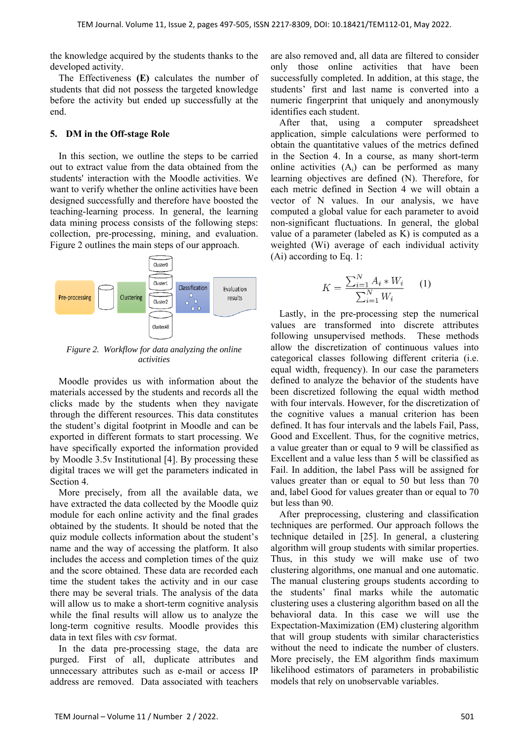the knowledge acquired by the students thanks to the developed activity.

The Effectiveness **(E)** calculates the number of students that did not possess the targeted knowledge before the activity but ended up successfully at the end.

## 5. DM in the Off-stage Role

In this section, we outline the steps to be carried out to extract value from the data obtained from the students' interaction with the Moodle activities. We want to verify whether the online activities have been designed successfully and therefore have boosted the teaching-learning process. In general, the learning data mining process consists of the following steps: collection, pre-processing, mining, and evaluation. Figure 2 outlines the main steps of our approach.

*Figure 2. Workflow for data analyzing the online activities*

Moodle provides us with information about the materials accessed by the students and records all the clicks made by the students when they navigate through the different resources. This data constitutes the student's digital footprint in Moodle and can be exported in different formats to start processing. We have specifically exported the information provided by Moodle 3.5v Institutional [4]. By processing these digital traces we will get the parameters indicated in Section 4.

More precisely, from all the available data, we have extracted the data collected by the Moodle quiz module for each online activity and the final grades obtained by the students. It should be noted that the quiz module collects information about the student's name and the way of accessing the platform. It also includes the access and completion times of the quiz and the score obtained. These data are recorded each time the student takes the activity and in our case there may be several trials. The analysis of the data will allow us to make a short-term cognitive analysis while the final results will allow us to analyze the long-term cognitive results. Moodle provides this data in text files with *csv* format.

In the data pre-processing stage, the data are purged. First of all, duplicate attributes and unnecessary attributes such as e-mail or access IP address are removed. Data associated with teachers are also removed and, all data are filtered to consider only those online activities that have been successfully completed. In addition, at this stage, the students' first and last name is converted into a numeric fingerprint that uniquely and anonymously identifies each student.

After that, using a computer spreadsheet application, simple calculations were performed to obtain the quantitative values of the metrics defined in the Section 4. In a course, as many short-term online activities ($A_i$) can be performed as many learning objectives are defined (N). Therefore, for each metric defined in Section 4 we will obtain a vector of N values. In our analysis, we have computed a global value for each parameter to avoid non-significant fluctuations. In general, the global value of a parameter (labeled as K) is computed as a weighted (Wi) average of each individual activity (Ai) according to Eq. 1:

$$K = \frac{\sum_{i=1}^{N} A_i * W_i}{\sum_{i=1}^{N} W_i} \qquad (1)$$

Lastly, in the pre-processing step the numerical values are transformed into discrete attributes following unsupervised methods. These methods allow the discretization of continuous values into categorical classes following different criteria (i.e. equal width, frequency). In our case the parameters defined to analyze the behavior of the students have been discretized following the equal width method with four intervals. However, for the discretization of the cognitive values a manual criterion has been defined. It has four intervals and the labels Fail, Pass, Good and Excellent. Thus, for the cognitive metrics, a value greater than or equal to 9 will be classified as Excellent and a value less than 5 will be classified as Fail. In addition, the label Pass will be assigned for values greater than or equal to 50 but less than 70 and, label Good for values greater than or equal to 70 but less than 90.

After preprocessing, clustering and classification techniques are performed. Our approach follows the technique detailed in [25]. In general, a clustering algorithm will group students with similar properties. Thus, in this study we will make use of two clustering algorithms, one manual and one automatic. The manual clustering groups students according to the students' final marks while the automatic clustering uses a clustering algorithm based on all the behavioral data. In this case we will use the Expectation-Maximization (EM) clustering algorithm that will group students with similar characteristics without the need to indicate the number of clusters. More precisely, the EM algorithm finds maximum likelihood estimators of parameters in probabilistic models that rely on unobservable variables.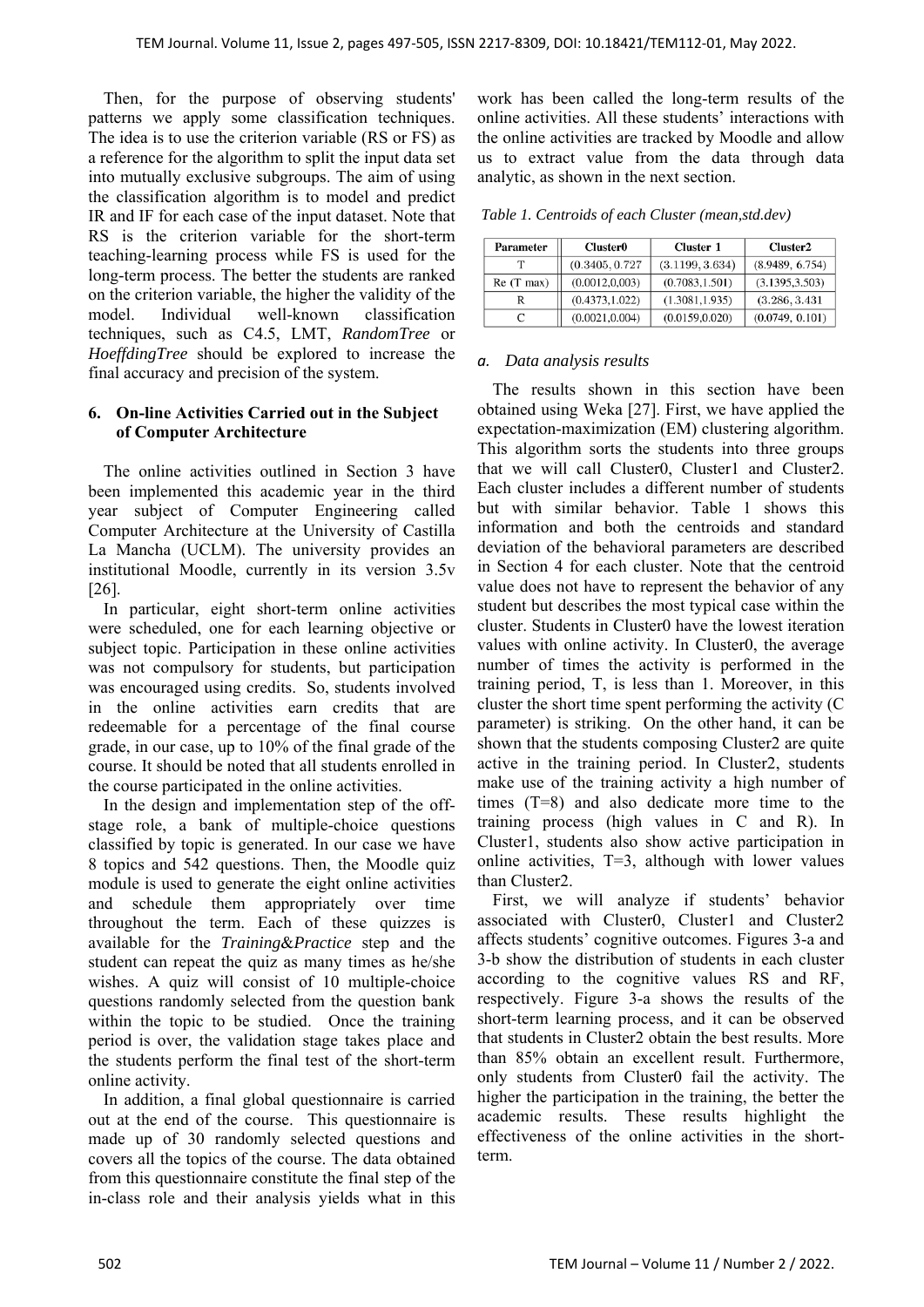Then, for the purpose of observing students' patterns we apply some classification techniques. The idea is to use the criterion variable (RS or FS) as a reference for the algorithm to split the input data set into mutually exclusive subgroups. The aim of using the classification algorithm is to model and predict IR and IF for each case of the input dataset. Note that RS is the criterion variable for the short-term teaching-learning process while FS is used for the long-term process. The better the students are ranked on the criterion variable, the higher the validity of the model. Individual well-known classification techniques, such as C4.5, LMT, *RandomTree* or *HoeffdingTree* should be explored to increase the final accuracy and precision of the system.

## 6. On-line Activities Carried out in the Subject of Computer Architecture

The online activities outlined in Section 3 have been implemented this academic year in the third year subject of Computer Engineering called Computer Architecture at the University of Castilla La Mancha (UCLM). The university provides an institutional Moodle, currently in its version 3.5v [26].

In particular, eight short-term online activities were scheduled, one for each learning objective or subject topic. Participation in these online activities was not compulsory for students, but participation was encouraged using credits. So, students involved in the online activities earn credits that are redeemable for a percentage of the final course grade, in our case, up to 10% of the final grade of the course. It should be noted that all students enrolled in the course participated in the online activities.

In the design and implementation step of the off-stage role, a bank of multiple-choice questions classified by topic is generated. In our case we have 8 topics and 542 questions. Then, the Moodle quiz module is used to generate the eight online activities and schedule them appropriately over time throughout the term. Each of these quizzes is available for the *Training&Practice* step and the student can repeat the quiz as many times as he/she wishes. A quiz will consist of 10 multiple-choice questions randomly selected from the question bank within the topic to be studied. Once the training period is over, the validation stage takes place and the students perform the final test of the short-term online activity.

In addition, a final global questionnaire is carried out at the end of the course. This questionnaire is made up of 30 randomly selected questions and covers all the topics of the course. The data obtained from this questionnaire constitute the final step of the in-class role and their analysis yields what in this work has been called the long-term results of the online activities. All these students' interactions with the online activities are tracked by Moodle and allow us to extract value from the data through data analytic, as shown in the next section.

*Table 1. Centroids of each Cluster (mean,std.dev)*

| Parameter | Cluster0 | Cluster 1 | Cluster2 |
|---|---|---|---|
| T | (0.3405, 0.727 | (3.1199, 3.634) | (8.9489, 6.754) |
| Re (T max) | (0.0012,0,003) | (0.7083,1.501) | (3.1395,3.503) |
| R | (0.4373,1.022) | (1.3081,1.935) | (3.286, 3.431 |
| C | (0.0021,0.004) | (0.0159,0.020) | (0.0749, 0.101) |

### *a. Data analysis results*

The results shown in this section have been obtained using Weka [27]. First, we have applied the expectation-maximization (EM) clustering algorithm. This algorithm sorts the students into three groups that we will call Cluster0, Cluster1 and Cluster2. Each cluster includes a different number of students but with similar behavior. Table 1 shows this information and both the centroids and standard deviation of the behavioral parameters are described in Section 4 for each cluster. Note that the centroid value does not have to represent the behavior of any student but describes the most typical case within the cluster. Students in Cluster0 have the lowest iteration values with online activity. In Cluster0, the average number of times the activity is performed in the training period, T, is less than 1. Moreover, in this cluster the short time spent performing the activity (C parameter) is striking. On the other hand, it can be shown that the students composing Cluster2 are quite active in the training period. In Cluster2, students make use of the training activity a high number of times (T=8) and also dedicate more time to the training process (high values in C and R). In Cluster1, students also show active participation in online activities, T=3, although with lower values than Cluster2.

First, we will analyze if students' behavior associated with Cluster0, Cluster1 and Cluster2 affects students' cognitive outcomes. Figures 3-a and 3-b show the distribution of students in each cluster according to the cognitive values RS and RF, respectively. Figure 3-a shows the results of the short-term learning process, and it can be observed that students in Cluster2 obtain the best results. More than 85% obtain an excellent result. Furthermore, only students from Cluster0 fail the activity. The higher the participation in the training, the better the academic results. These results highlight the effectiveness of the online activities in the short-term.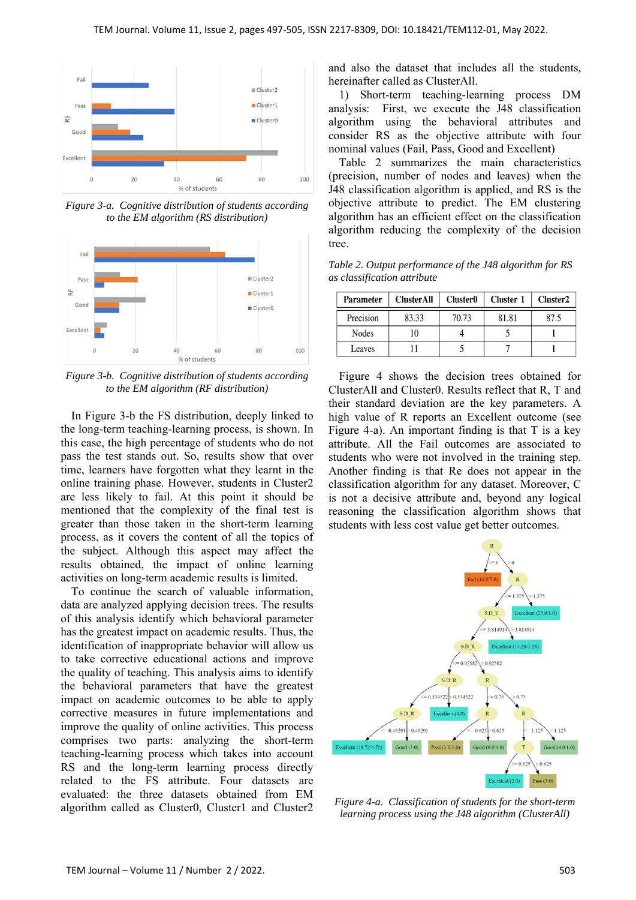Figure 3-a. Cognitive distribution of students according to the EM algorithm (RS distribution)

Figure 3-b. Cognitive distribution of students according to the EM algorithm (RF distribution)

In Figure 3-b the FS distribution, deeply linked to the long-term teaching-learning process, is shown. In this case, the high percentage of students who do not pass the test stands out. So, results show that over time, learners have forgotten what they learnt in the online training phase. However, students in Cluster2 are less likely to fail. At this point it should be mentioned that the complexity of the final test is greater than those taken in the short-term learning process, as it covers the content of all the topics of the subject. Although this aspect may affect the results obtained, the impact of online learning activities on long-term academic results is limited.

To continue the search of valuable information, data are analyzed applying decision trees. The results of this analysis identify which behavioral parameter has the greatest impact on academic results. Thus, the identification of inappropriate behavior will allow us to take corrective educational actions and improve the quality of teaching. This analysis aims to identify the behavioral parameters that have the greatest impact on academic outcomes to be able to apply corrective measures in future implementations and improve the quality of online activities. This process comprises two parts: analyzing the short-term teaching-learning process which takes into account RS and the long-term learning process directly related to the FS attribute. Four datasets are evaluated: the three datasets obtained from EM algorithm called as Cluster0, Cluster1 and Cluster2 and also the dataset that includes all the students, hereinafter called as ClusterAll.

1) Short-term teaching-learning process DM analysis: First, we execute the J48 classification algorithm using the behavioral attributes and consider RS as the objective attribute with four nominal values (Fail, Pass, Good and Excellent)

Table 2 summarizes the main characteristics (precision, number of nodes and leaves) when the J48 classification algorithm is applied, and RS is the objective attribute to predict. The EM clustering algorithm has an efficient effect on the classification algorithm reducing the complexity of the decision tree.

*Table 2. Output performance of the J48 algorithm for RS as classification attribute*

| Parameter | ClusterAll | Cluster0 | Cluster 1 | Cluster2 |
|---|---|---|---|---|
| Precision | 83.33 | 70.73 | 81.81 | 87.5 |
| Nodes | 10 | 4 | 5 | 1 |
| Leaves | 11 | 5 | 7 | 1 |

Figure 4 shows the decision trees obtained for ClusterAll and Cluster0. Results reflect that R, T and their standard deviation are the key parameters. A high value of R reports an Excellent outcome (see Figure 4-a). An important finding is that T is a key attribute. All the Fail outcomes are associated to students who were not involved in the training step. Another finding is that Re does not appear in the classification algorithm for any dataset. Moreover, C is not a decisive attribute and, beyond any logical reasoning the classification algorithm shows that students with less cost value get better outcomes.

Figure 4-a. Classification of students for the short-term learning process using the J48 algorithm (ClusterAll)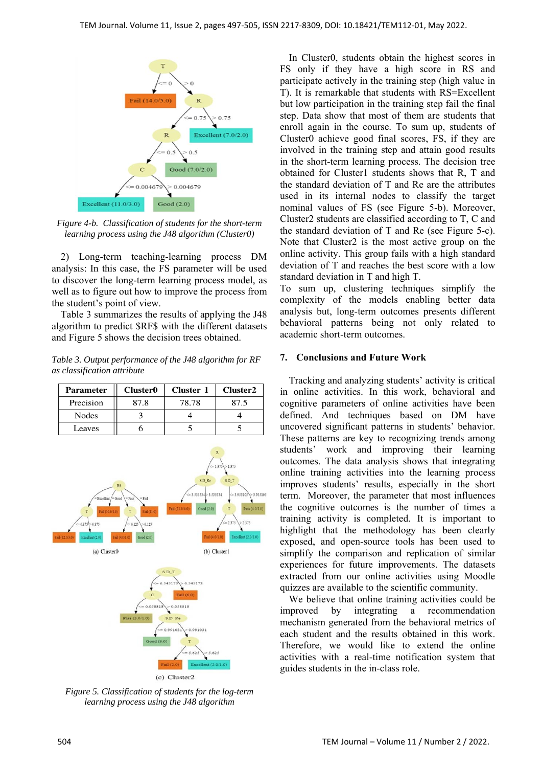Figure 4-b. Classification of students for the short-term learning process using the J48 algorithm (Cluster0)

2) Long-term teaching-learning process DM analysis: In this case, the FS parameter will be used to discover the long-term learning process model, as well as to figure out how to improve the process from the student's point of view.

Table 3 summarizes the results of applying the J48 algorithm to predict $RF$ with the different datasets and Figure 5 shows the decision trees obtained.

*Table 3. Output performance of the J48 algorithm for RF as classification attribute*

| Parameter | Cluster0 | Cluster 1 | Cluster2 |
|---|---|---|---|
| Precision | 87.8 | 78.78 | 87.5 |
| Nodes | 3 | 4 | 4 |
| Leaves | 6 | 5 | 5 |

(a) Cluster0

(b) Cluster1

(c) Cluster2

Figure 5. Classification of students for the log-term learning process using the J48 algorithm

In Cluster0, students obtain the highest scores in FS only if they have a high score in RS and participate actively in the training step (high value in T). It is remarkable that students with RS=Excellent but low participation in the training step fail the final step. Data show that most of them are students that enroll again in the course. To sum up, students of Cluster0 achieve good final scores, FS, if they are involved in the training step and attain good results in the short-term learning process. The decision tree obtained for Cluster1 students shows that R, T and the standard deviation of T and Re are the attributes used in its internal nodes to classify the target nominal values of FS (see Figure 5-b). Moreover, Cluster2 students are classified according to T, C and the standard deviation of T and Re (see Figure 5-c). Note that Cluster2 is the most active group on the online activity. This group fails with a high standard deviation of T and reaches the best score with a low standard deviation in T and high T.

To sum up, clustering techniques simplify the complexity of the models enabling better data analysis but, long-term outcomes presents different behavioral patterns being not only related to academic short-term outcomes.

## 7. Conclusions and Future Work

Tracking and analyzing students' activity is critical in online activities. In this work, behavioral and cognitive parameters of online activities have been defined. And techniques based on DM have uncovered significant patterns in students' behavior. These patterns are key to recognizing trends among students' work and improving their learning outcomes. The data analysis shows that integrating online training activities into the learning process improves students' results, especially in the short term. Moreover, the parameter that most influences the cognitive outcomes is the number of times a training activity is completed. It is important to highlight that the methodology has been clearly exposed, and open-source tools has been used to simplify the comparison and replication of similar experiences for future improvements. The datasets extracted from our online activities using Moodle quizzes are available to the scientific community.

We believe that online training activities could be improved by integrating a recommendation mechanism generated from the behavioral metrics of each student and the results obtained in this work. Therefore, we would like to extend the online activities with a real-time notification system that guides students in the in-class role.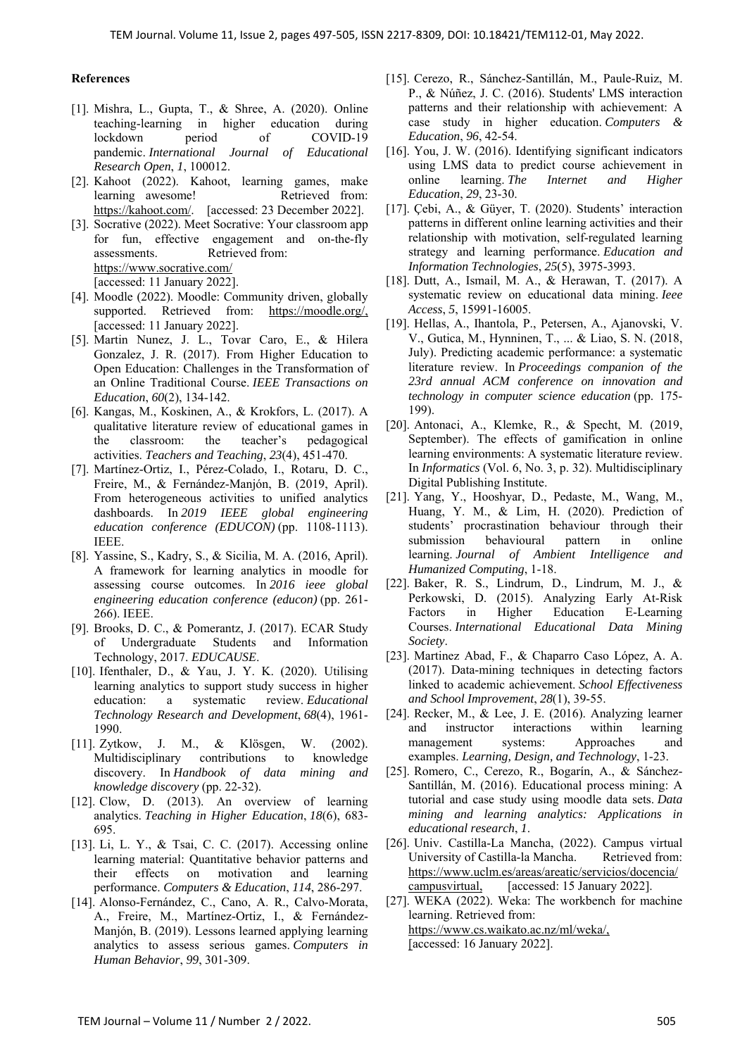## References

[1]. Mishra, L., Gupta, T., & Shree, A. (2020). Online teaching-learning in higher education during lockdown period of COVID-19 pandemic. *International Journal of Educational Research Open*, *1*, 100012.

[2]. Kahoot (2022). Kahoot, learning games, make learning awesome! Retrieved from: https://kahoot.com/. [accessed: 23 December 2022].

[3]. Socrative (2022). Meet Socrative: Your classroom app for fun, effective engagement and on-the-fly assessments. Retrieved from: https://www.socrative.com/ [accessed: 11 January 2022].

[4]. Moodle (2022). Moodle: Community driven, globally supported. Retrieved from: https://moodle.org/, [accessed: 11 January 2022].

[5]. Martin Nunez, J. L., Tovar Caro, E., & Hilera Gonzalez, J. R. (2017). From Higher Education to Open Education: Challenges in the Transformation of an Online Traditional Course. *IEEE Transactions on Education*, *60*(2), 134-142.

[6]. Kangas, M., Koskinen, A., & Krokfors, L. (2017). A qualitative literature review of educational games in the classroom: the teacher's pedagogical activities. *Teachers and Teaching*, *23*(4), 451-470.

[7]. Martínez-Ortiz, I., Pérez-Colado, I., Rotaru, D. C., Freire, M., & Fernández-Manjón, B. (2019, April). From heterogeneous activities to unified analytics dashboards. In *2019 IEEE global engineering education conference (EDUCON)* (pp. 1108-1113). IEEE.

[8]. Yassine, S., Kadry, S., & Sicilia, M. A. (2016, April). A framework for learning analytics in moodle for assessing course outcomes. In *2016 ieee global engineering education conference (educon)* (pp. 261-266). IEEE.

[9]. Brooks, D. C., & Pomerantz, J. (2017). ECAR Study of Undergraduate Students and Information Technology, 2017. *EDUCAUSE*.

[10]. Ifenthaler, D., & Yau, J. Y. K. (2020). Utilising learning analytics to support study success in higher education: a systematic review. *Educational Technology Research and Development*, *68*(4), 1961-1990.

[11]. Zytkow, J. M., & Klösgen, W. (2002). Multidisciplinary contributions to knowledge discovery. In *Handbook of data mining and knowledge discovery* (pp. 22-32).

[12]. Clow, D. (2013). An overview of learning analytics. *Teaching in Higher Education*, *18*(6), 683-695.

[13]. Li, L. Y., & Tsai, C. C. (2017). Accessing online learning material: Quantitative behavior patterns and their effects on motivation and learning performance. *Computers & Education*, *114*, 286-297.

[14]. Alonso-Fernández, C., Cano, A. R., Calvo-Morata, A., Freire, M., Martínez-Ortiz, I., & Fernández-Manjón, B. (2019). Lessons learned applying learning analytics to assess serious games. *Computers in Human Behavior*, *99*, 301-309.

[15]. Cerezo, R., Sánchez-Santillán, M., Paule-Ruiz, M. P., & Núñez, J. C. (2016). Students' LMS interaction patterns and their relationship with achievement: A case study in higher education. *Computers & Education*, *96*, 42-54.

[16]. You, J. W. (2016). Identifying significant indicators using LMS data to predict course achievement in online learning. *The Internet and Higher Education*, *29*, 23-30.

[17]. Çebi, A., & Güyer, T. (2020). Students' interaction patterns in different online learning activities and their relationship with motivation, self-regulated learning strategy and learning performance. *Education and Information Technologies*, *25*(5), 3975-3993.

[18]. Dutt, A., Ismail, M. A., & Herawan, T. (2017). A systematic review on educational data mining. *Ieee Access*, *5*, 15991-16005.

[19]. Hellas, A., Ihantola, P., Petersen, A., Ajanovski, V. V., Gutica, M., Hynninen, T., ... & Liao, S. N. (2018, July). Predicting academic performance: a systematic literature review. In *Proceedings companion of the 23rd annual ACM conference on innovation and technology in computer science education* (pp. 175-199).

[20]. Antonaci, A., Klemke, R., & Specht, M. (2019, September). The effects of gamification in online learning environments: A systematic literature review. In *Informatics* (Vol. 6, No. 3, p. 32). Multidisciplinary Digital Publishing Institute.

[21]. Yang, Y., Hooshyar, D., Pedaste, M., Wang, M., Huang, Y. M., & Lim, H. (2020). Prediction of students' procrastination behaviour through their submission behavioural pattern in online learning. *Journal of Ambient Intelligence and Humanized Computing*, 1-18.

[22]. Baker, R. S., Lindrum, D., Lindrum, M. J., & Perkowski, D. (2015). Analyzing Early At-Risk Factors in Higher Education E-Learning Courses. *International Educational Data Mining Society*.

[23]. Martinez Abad, F., & Chaparro Caso López, A. A. (2017). Data-mining techniques in detecting factors linked to academic achievement. *School Effectiveness and School Improvement*, *28*(1), 39-55.

[24]. Recker, M., & Lee, J. E. (2016). Analyzing learner and instructor interactions within learning management systems: Approaches and examples. *Learning, Design, and Technology*, 1-23.

[25]. Romero, C., Cerezo, R., Bogarín, A., & Sánchez-Santillán, M. (2016). Educational process mining: A tutorial and case study using moodle data sets. *Data mining and learning analytics: Applications in educational research*, *1*.

[26]. Univ. Castilla-La Mancha, (2022). Campus virtual University of Castilla-la Mancha. Retrieved from: https://www.uclm.es/areas/areatic/servicios/docencia/campusvirtual, [accessed: 15 January 2022].

[27]. WEKA (2022). Weka: The workbench for machine learning. Retrieved from: https://www.cs.waikato.ac.nz/ml/weka/, [accessed: 16 January 2022].